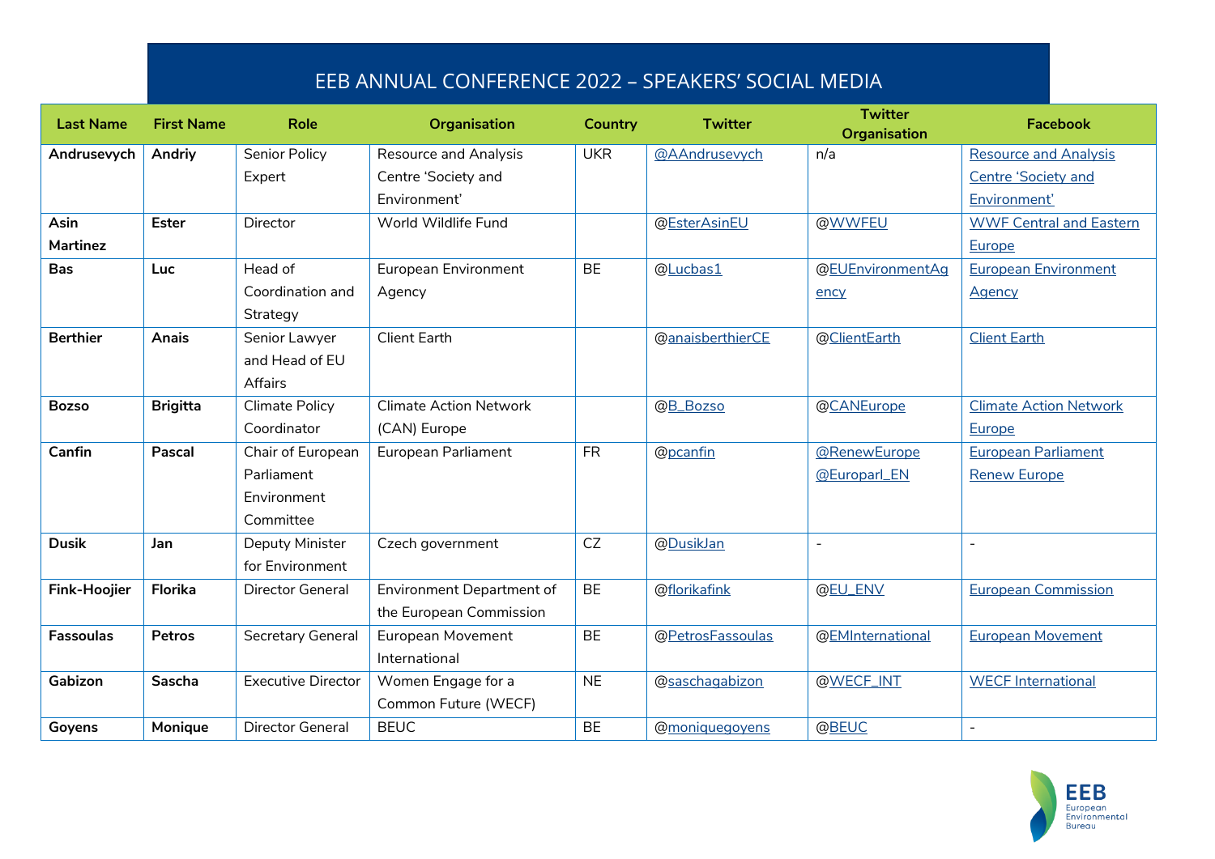# EEB ANNUAL CONFERENCE 2022 – SPEAKERS' SOCIAL MEDIA

| Last Name | First Name | Role | Organisation | Country | Twitter | Twitter Organisation | Facebook |
|---|---|---|---|---|---|---|---|
| **Andrusevych** | **Andriy** | Senior Policy Expert | Resource and Analysis Centre 'Society and Environment' | UKR | @AAndrusevych | n/a | Resource and Analysis Centre 'Society and Environment' |
| **Asin Martinez** | **Ester** | Director | World Wildlife Fund | | @EsterAsinEU | @WWFEU | WWF Central and Eastern Europe |
| **Bas** | **Luc** | Head of Coordination and Strategy | European Environment Agency | BE | @Lucbas1 | @EUEnvironmentAgency | European Environment Agency |
| **Berthier** | **Anais** | Senior Lawyer and Head of EU Affairs | Client Earth | | @anaisberthierCE | @ClientEarth | Client Earth |
| **Bozso** | **Brigitta** | Climate Policy Coordinator | Climate Action Network (CAN) Europe | | @B_Bozso | @CANEurope | Climate Action Network Europe |
| **Canfin** | **Pascal** | Chair of European Parliament Environment Committee | European Parliament | FR | @pcanfin | @RenewEurope @Europarl_EN | European Parliament Renew Europe |
| **Dusik** | **Jan** | Deputy Minister for Environment | Czech government | CZ | @DusikJan | - | - |
| **Fink-Hoojier** | **Florika** | Director General | Environment Department of the European Commission | BE | @florikafink | @EU_ENV | European Commission |
| **Fassoulas** | **Petros** | Secretary General | European Movement International | BE | @PetrosFassoulas | @EMInternational | European Movement |
| **Gabizon** | **Sascha** | Executive Director | Women Engage for a Common Future (WECF) | NE | @saschagabizon | @WECF_INT | WECF International |
| **Goyens** | **Monique** | Director General | BEUC | BE | @moniquegoyens | @BEUC | - |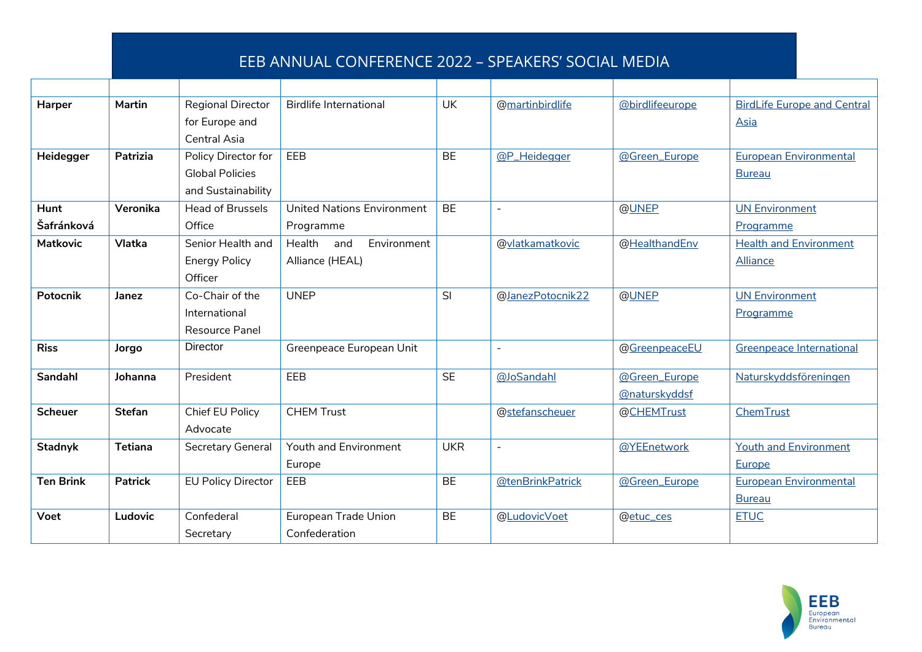# EEB ANNUAL CONFERENCE 2022 – SPEAKERS' SOCIAL MEDIA

| | | | | | | | |
|---|---|---|---|---|---|---|---|
| **Harper** | **Martin** | Regional Director for Europe and Central Asia | Birdlife International | UK | @martinbirdlife | @birdlifeeurope | BirdLife Europe and Central Asia |
| **Heidegger** | **Patrizia** | Policy Director for Global Policies and Sustainability | EEB | BE | @P_Heidegger | @Green_Europe | European Environmental Bureau |
| **Hunt Šafránková** | **Veronika** | Head of Brussels Office | United Nations Environment Programme | BE | - | @UNEP | UN Environment Programme |
| **Matkovic** | **Vlatka** | Senior Health and Energy Policy Officer | Health and Environment Alliance (HEAL) | | @vlatkamatkovic | @HealthandEnv | Health and Environment Alliance |
| **Potocnik** | **Janez** | Co-Chair of the International Resource Panel | UNEP | SI | @JanezPotocnik22 | @UNEP | UN Environment Programme |
| **Riss** | **Jorgo** | Director | Greenpeace European Unit | | - | @GreenpeaceEU | Greenpeace International |
| **Sandahl** | **Johanna** | President | EEB | SE | @JoSandahl | @Green_Europe @naturskyddsf | Naturskyddsföreningen |
| **Scheuer** | **Stefan** | Chief EU Policy Advocate | CHEM Trust | | @stefanscheuer | @CHEMTrust | ChemTrust |
| **Stadnyk** | **Tetiana** | Secretary General | Youth and Environment Europe | UKR | - | @YEEnetwork | Youth and Environment Europe |
| **Ten Brink** | **Patrick** | EU Policy Director | EEB | BE | @tenBrinkPatrick | @Green_Europe | European Environmental Bureau |
| **Voet** | **Ludovic** | Confederal Secretary | European Trade Union Confederation | BE | @LudovicVoet | @etuc_ces | ETUC |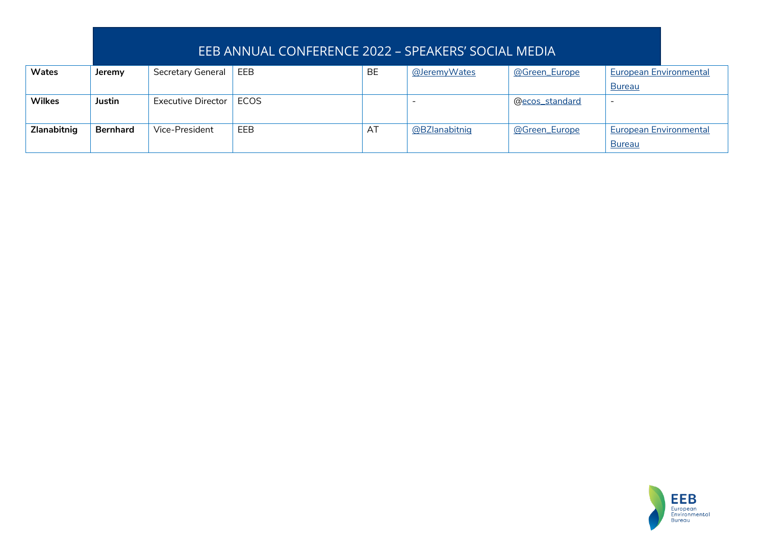| | | | | | | | |
|---|---|---|---|---|---|---|---|
| **Wates** | **Jeremy** | Secretary General | EEB | BE | @JeremyWates | @Green_Europe | European Environmental Bureau |
| **Wilkes** | **Justin** | Executive Director | ECOS | | - | @ecos_standard | - |
| **Zlanabitnig** | **Bernhard** | Vice-President | EEB | AT | @BZlanabitnig | @Green_Europe | European Environmental Bureau |